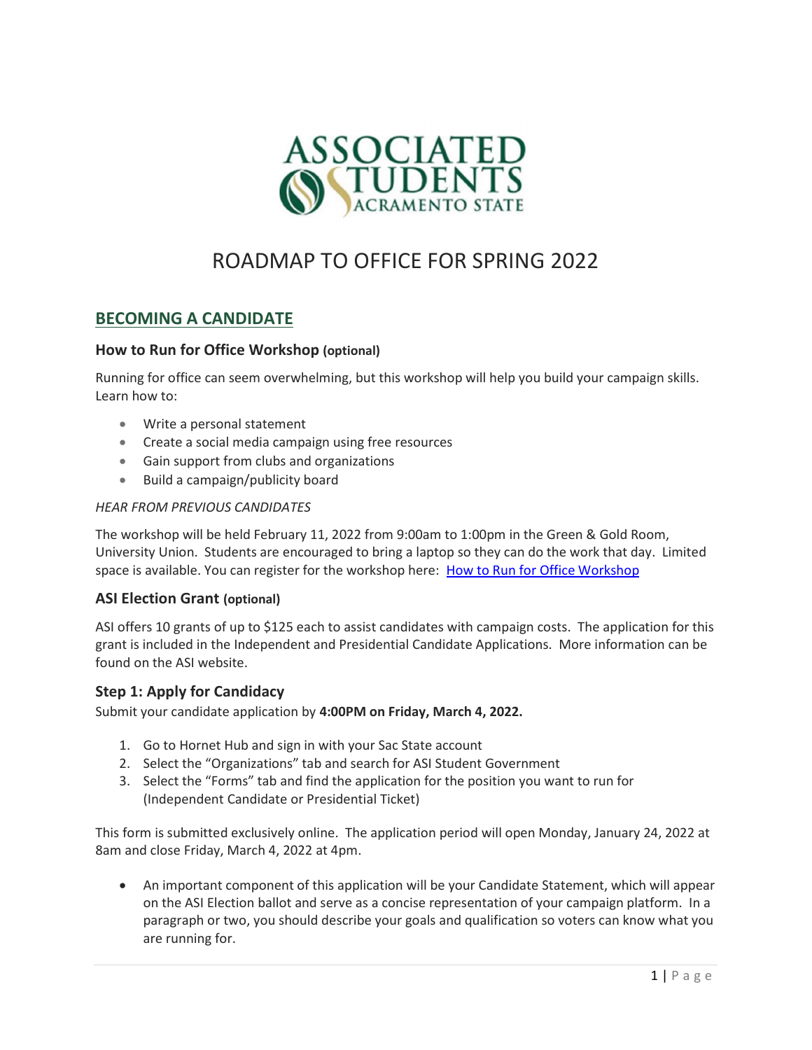ASSOCIATED STUDENTS SACRAMENTO STATE

# ROADMAP TO OFFICE FOR SPRING 2022

## BECOMING A CANDIDATE

### How to Run for Office Workshop (optional)

Running for office can seem overwhelming, but this workshop will help you build your campaign skills. Learn how to:

- Write a personal statement
- Create a social media campaign using free resources
- Gain support from clubs and organizations
- Build a campaign/publicity board

*HEAR FROM PREVIOUS CANDIDATES*

The workshop will be held February 11, 2022 from 9:00am to 1:00pm in the Green & Gold Room, University Union. Students are encouraged to bring a laptop so they can do the work that day. Limited space is available. You can register for the workshop here: How to Run for Office Workshop

### ASI Election Grant (optional)

ASI offers 10 grants of up to $125 each to assist candidates with campaign costs. The application for this grant is included in the Independent and Presidential Candidate Applications. More information can be found on the ASI website.

### Step 1: Apply for Candidacy

Submit your candidate application by **4:00PM on Friday, March 4, 2022.**

1. Go to Hornet Hub and sign in with your Sac State account
2. Select the "Organizations" tab and search for ASI Student Government
3. Select the "Forms" tab and find the application for the position you want to run for (Independent Candidate or Presidential Ticket)

This form is submitted exclusively online. The application period will open Monday, January 24, 2022 at 8am and close Friday, March 4, 2022 at 4pm.

- An important component of this application will be your Candidate Statement, which will appear on the ASI Election ballot and serve as a concise representation of your campaign platform. In a paragraph or two, you should describe your goals and qualification so voters can know what you are running for.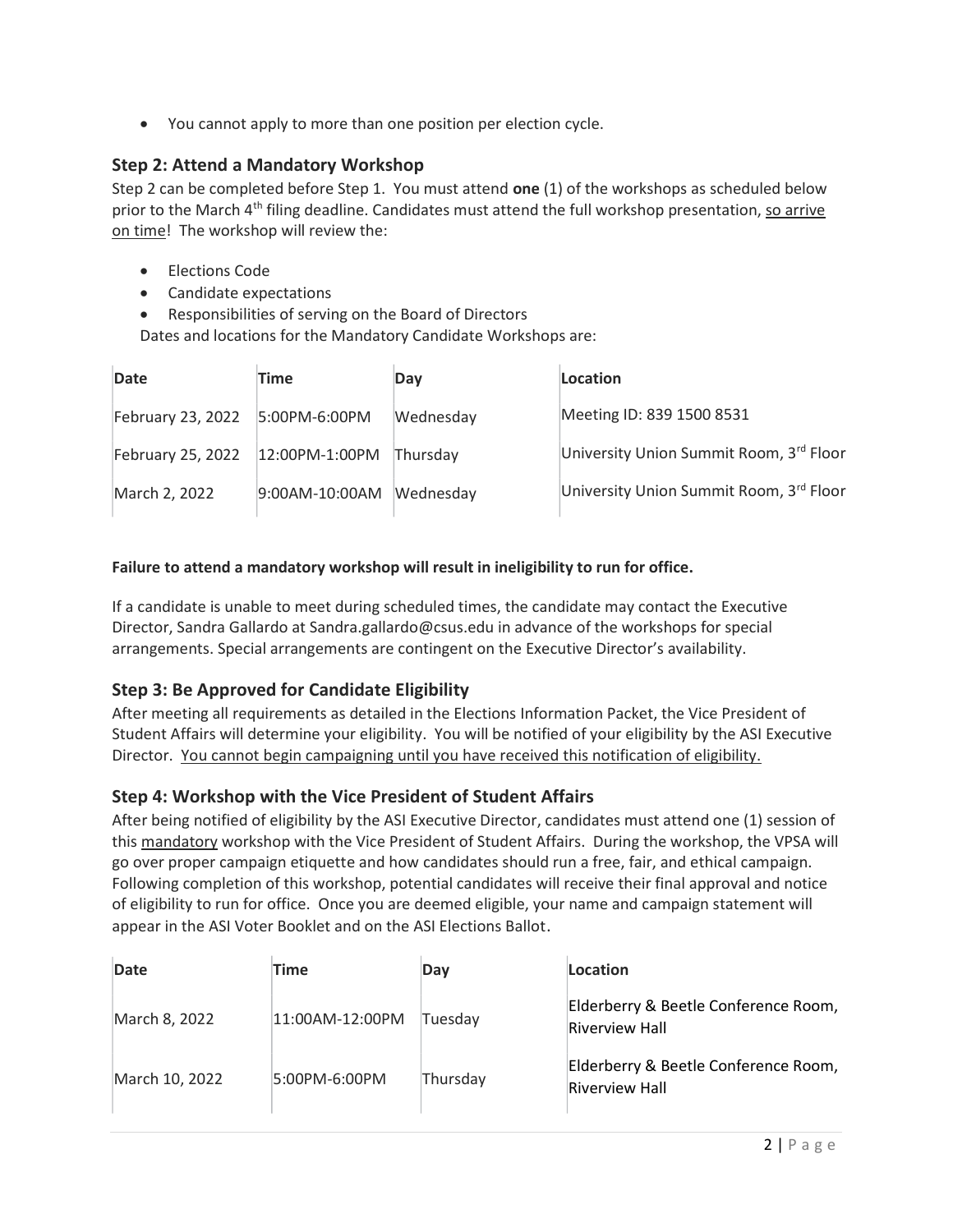- You cannot apply to more than one position per election cycle.

### Step 2: Attend a Mandatory Workshop

Step 2 can be completed before Step 1. You must attend **one** (1) of the workshops as scheduled below prior to the March 4th filing deadline. Candidates must attend the full workshop presentation, <u>so arrive on time</u>! The workshop will review the:

- Elections Code
- Candidate expectations
- Responsibilities of serving on the Board of Directors

Dates and locations for the Mandatory Candidate Workshops are:

| Date | Time | Day | Location |
| --- | --- | --- | --- |
| February 23, 2022 | 5:00PM-6:00PM | Wednesday | Meeting ID: 839 1500 8531 |
| February 25, 2022 | 12:00PM-1:00PM | Thursday | University Union Summit Room, 3rd Floor |
| March 2, 2022 | 9:00AM-10:00AM | Wednesday | University Union Summit Room, 3rd Floor |

**Failure to attend a mandatory workshop will result in ineligibility to run for office.**

If a candidate is unable to meet during scheduled times, the candidate may contact the Executive Director, Sandra Gallardo at Sandra.gallardo@csus.edu in advance of the workshops for special arrangements. Special arrangements are contingent on the Executive Director's availability.

### Step 3: Be Approved for Candidate Eligibility

After meeting all requirements as detailed in the Elections Information Packet, the Vice President of Student Affairs will determine your eligibility. You will be notified of your eligibility by the ASI Executive Director. <u>You cannot begin campaigning until you have received this notification of eligibility.</u>

### Step 4: Workshop with the Vice President of Student Affairs

After being notified of eligibility by the ASI Executive Director, candidates must attend one (1) session of this <u>mandatory</u> workshop with the Vice President of Student Affairs. During the workshop, the VPSA will go over proper campaign etiquette and how candidates should run a free, fair, and ethical campaign. Following completion of this workshop, potential candidates will receive their final approval and notice of eligibility to run for office. Once you are deemed eligible, your name and campaign statement will appear in the ASI Voter Booklet and on the ASI Elections Ballot.

| Date | Time | Day | Location |
| --- | --- | --- | --- |
| March 8, 2022 | 11:00AM-12:00PM | Tuesday | Elderberry & Beetle Conference Room, Riverview Hall |
| March 10, 2022 | 5:00PM-6:00PM | Thursday | Elderberry & Beetle Conference Room, Riverview Hall |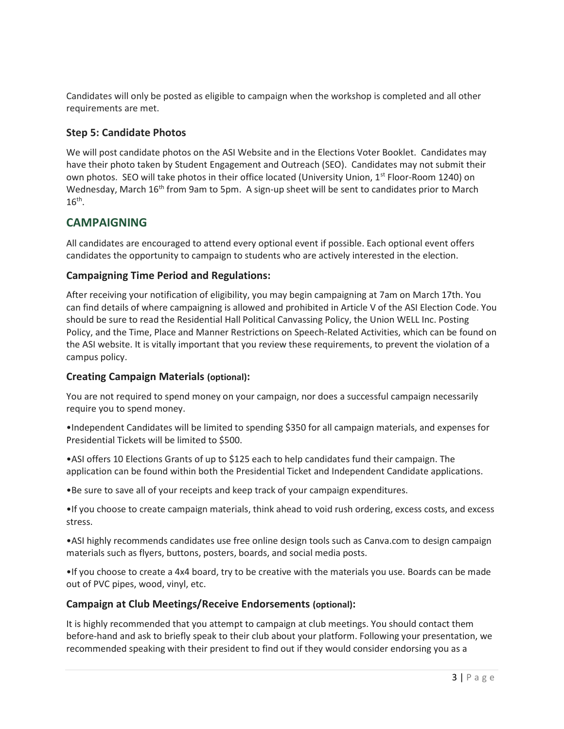Candidates will only be posted as eligible to campaign when the workshop is completed and all other requirements are met.

### Step 5: Candidate Photos

We will post candidate photos on the ASI Website and in the Elections Voter Booklet. Candidates may have their photo taken by Student Engagement and Outreach (SEO). Candidates may not submit their own photos. SEO will take photos in their office located (University Union, 1st Floor-Room 1240) on Wednesday, March 16th from 9am to 5pm. A sign-up sheet will be sent to candidates prior to March 16th.

## CAMPAIGNING

All candidates are encouraged to attend every optional event if possible. Each optional event offers candidates the opportunity to campaign to students who are actively interested in the election.

### Campaigning Time Period and Regulations:

After receiving your notification of eligibility, you may begin campaigning at 7am on March 17th. You can find details of where campaigning is allowed and prohibited in Article V of the ASI Election Code. You should be sure to read the Residential Hall Political Canvassing Policy, the Union WELL Inc. Posting Policy, and the Time, Place and Manner Restrictions on Speech-Related Activities, which can be found on the ASI website. It is vitally important that you review these requirements, to prevent the violation of a campus policy.

### Creating Campaign Materials (optional):

You are not required to spend money on your campaign, nor does a successful campaign necessarily require you to spend money.

- Independent Candidates will be limited to spending $350 for all campaign materials, and expenses for Presidential Tickets will be limited to $500.
- ASI offers 10 Elections Grants of up to $125 each to help candidates fund their campaign. The application can be found within both the Presidential Ticket and Independent Candidate applications.
- Be sure to save all of your receipts and keep track of your campaign expenditures.
- If you choose to create campaign materials, think ahead to void rush ordering, excess costs, and excess stress.
- ASI highly recommends candidates use free online design tools such as Canva.com to design campaign materials such as flyers, buttons, posters, boards, and social media posts.
- If you choose to create a 4x4 board, try to be creative with the materials you use. Boards can be made out of PVC pipes, wood, vinyl, etc.

### Campaign at Club Meetings/Receive Endorsements (optional):

It is highly recommended that you attempt to campaign at club meetings. You should contact them before-hand and ask to briefly speak to their club about your platform. Following your presentation, we recommended speaking with their president to find out if they would consider endorsing you as a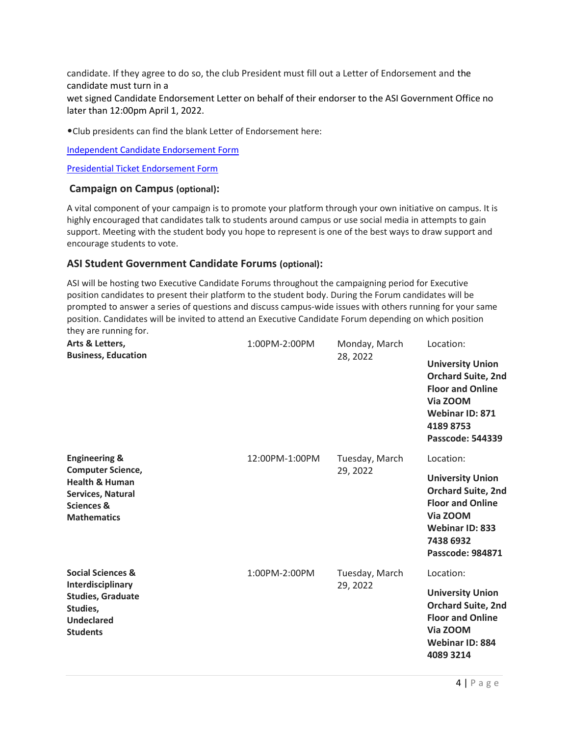candidate. If they agree to do so, the club President must fill out a Letter of Endorsement and the candidate must turn in a wet signed Candidate Endorsement Letter on behalf of their endorser to the ASI Government Office no later than 12:00pm April 1, 2022.

- Club presidents can find the blank Letter of Endorsement here:

[Independent Candidate Endorsement Form]

[Presidential Ticket Endorsement Form]

### Campaign on Campus (optional):

A vital component of your campaign is to promote your platform through your own initiative on campus. It is highly encouraged that candidates talk to students around campus or use social media in attempts to gain support. Meeting with the student body you hope to represent is one of the best ways to draw support and encourage students to vote.

### ASI Student Government Candidate Forums (optional):

ASI will be hosting two Executive Candidate Forums throughout the campaigning period for Executive position candidates to present their platform to the student body. During the Forum candidates will be prompted to answer a series of questions and discuss campus-wide issues with others running for your same position. Candidates will be invited to attend an Executive Candidate Forum depending on which position they are running for.

| | | | |
|---|---|---|---|
| **Arts & Letters, Business, Education** | 1:00PM-2:00PM | Monday, March 28, 2022 | Location: **University Union Orchard Suite, 2nd Floor and Online Via ZOOM Webinar ID: 871 4189 8753 Passcode: 544339** |
| **Engineering & Computer Science, Health & Human Services, Natural Sciences & Mathematics** | 12:00PM-1:00PM | Tuesday, March 29, 2022 | Location: **University Union Orchard Suite, 2nd Floor and Online Via ZOOM Webinar ID: 833 7438 6932 Passcode: 984871** |
| **Social Sciences & Interdisciplinary Studies, Graduate Studies, Undeclared Students** | 1:00PM-2:00PM | Tuesday, March 29, 2022 | Location: **University Union Orchard Suite, 2nd Floor and Online Via ZOOM Webinar ID: 884 4089 3214** |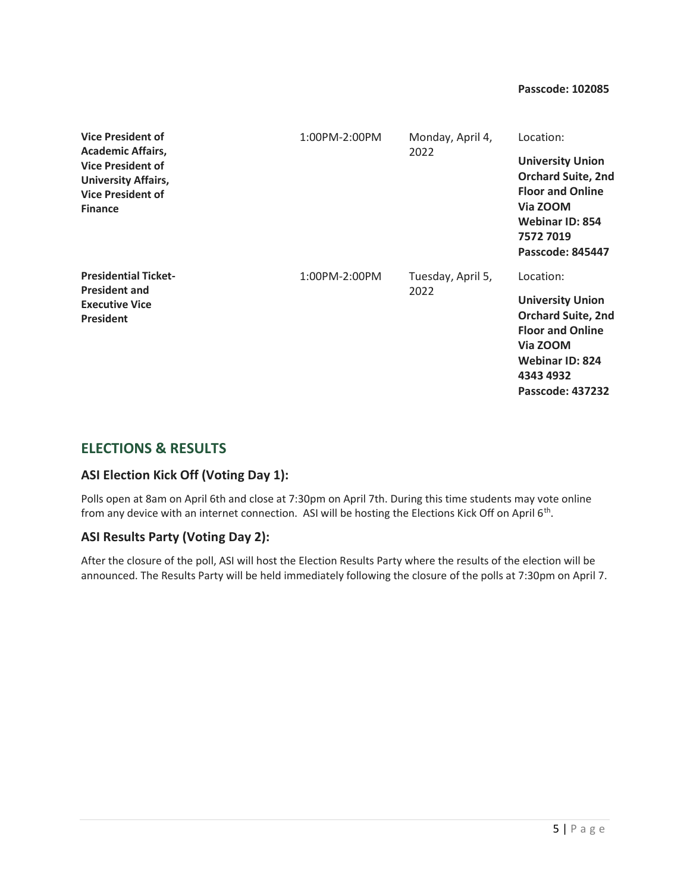**Passcode: 102085**

| | | | |
|---|---|---|---|
| **Vice President of Academic Affairs, Vice President of University Affairs, Vice President of Finance** | 1:00PM-2:00PM | Monday, April 4, 2022 | Location: **University Union Orchard Suite, 2nd Floor and Online Via ZOOM Webinar ID: 854 7572 7019 Passcode: 845447** |
| **Presidential Ticket- President and Executive Vice President** | 1:00PM-2:00PM | Tuesday, April 5, 2022 | Location: **University Union Orchard Suite, 2nd Floor and Online Via ZOOM Webinar ID: 824 4343 4932 Passcode: 437232** |

## ELECTIONS & RESULTS

### ASI Election Kick Off (Voting Day 1):

Polls open at 8am on April 6th and close at 7:30pm on April 7th. During this time students may vote online from any device with an internet connection. ASI will be hosting the Elections Kick Off on April 6th.

### ASI Results Party (Voting Day 2):

After the closure of the poll, ASI will host the Election Results Party where the results of the election will be announced. The Results Party will be held immediately following the closure of the polls at 7:30pm on April 7.